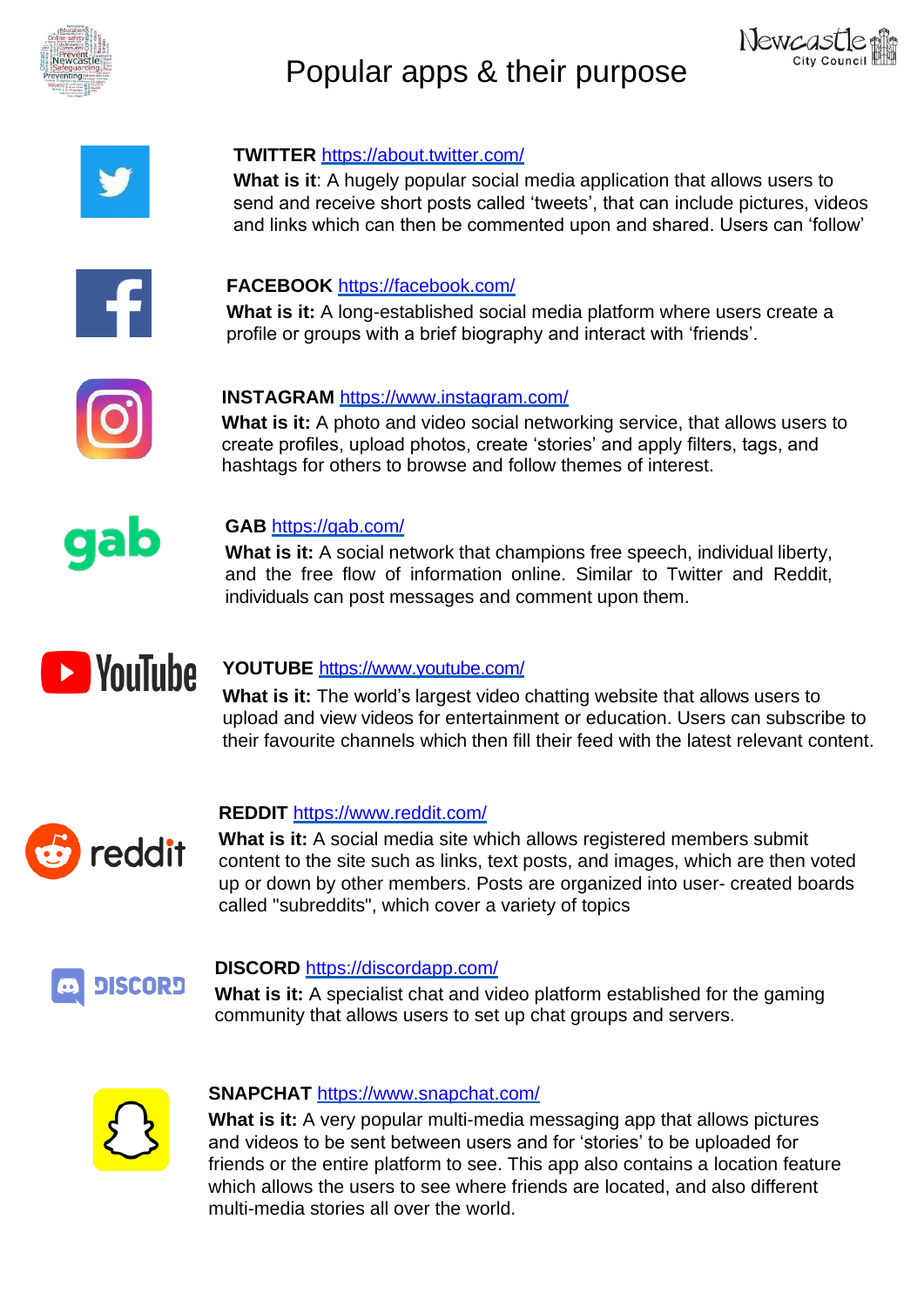# Popular apps & their purpose

**TWITTER** https://about.twitter.com/

**What is it**: A hugely popular social media application that allows users to send and receive short posts called 'tweets', that can include pictures, videos and links which can then be commented upon and shared. Users can 'follow'

**FACEBOOK** https://facebook.com/

**What is it:** A long-established social media platform where users create a profile or groups with a brief biography and interact with 'friends'.

**INSTAGRAM** https://www.instagram.com/

**What is it:** A photo and video social networking service, that allows users to create profiles, upload photos, create 'stories' and apply filters, tags, and hashtags for others to browse and follow themes of interest.

**GAB** https://gab.com/

**What is it:** A social network that champions free speech, individual liberty, and the free flow of information online. Similar to Twitter and Reddit, individuals can post messages and comment upon them.

**YOUTUBE** https://www.youtube.com/

**What is it:** The world's largest video chatting website that allows users to upload and view videos for entertainment or education. Users can subscribe to their favourite channels which then fill their feed with the latest relevant content.

**REDDIT** https://www.reddit.com/

**What is it:** A social media site which allows registered members submit content to the site such as links, text posts, and images, which are then voted up or down by other members. Posts are organized into user- created boards called "subreddits", which cover a variety of topics

**DISCORD** https://discordapp.com/

**What is it:** A specialist chat and video platform established for the gaming community that allows users to set up chat groups and servers.

**SNAPCHAT** https://www.snapchat.com/

**What is it:** A very popular multi-media messaging app that allows pictures and videos to be sent between users and for 'stories' to be uploaded for friends or the entire platform to see. This app also contains a location feature which allows the users to see where friends are located, and also different multi-media stories all over the world.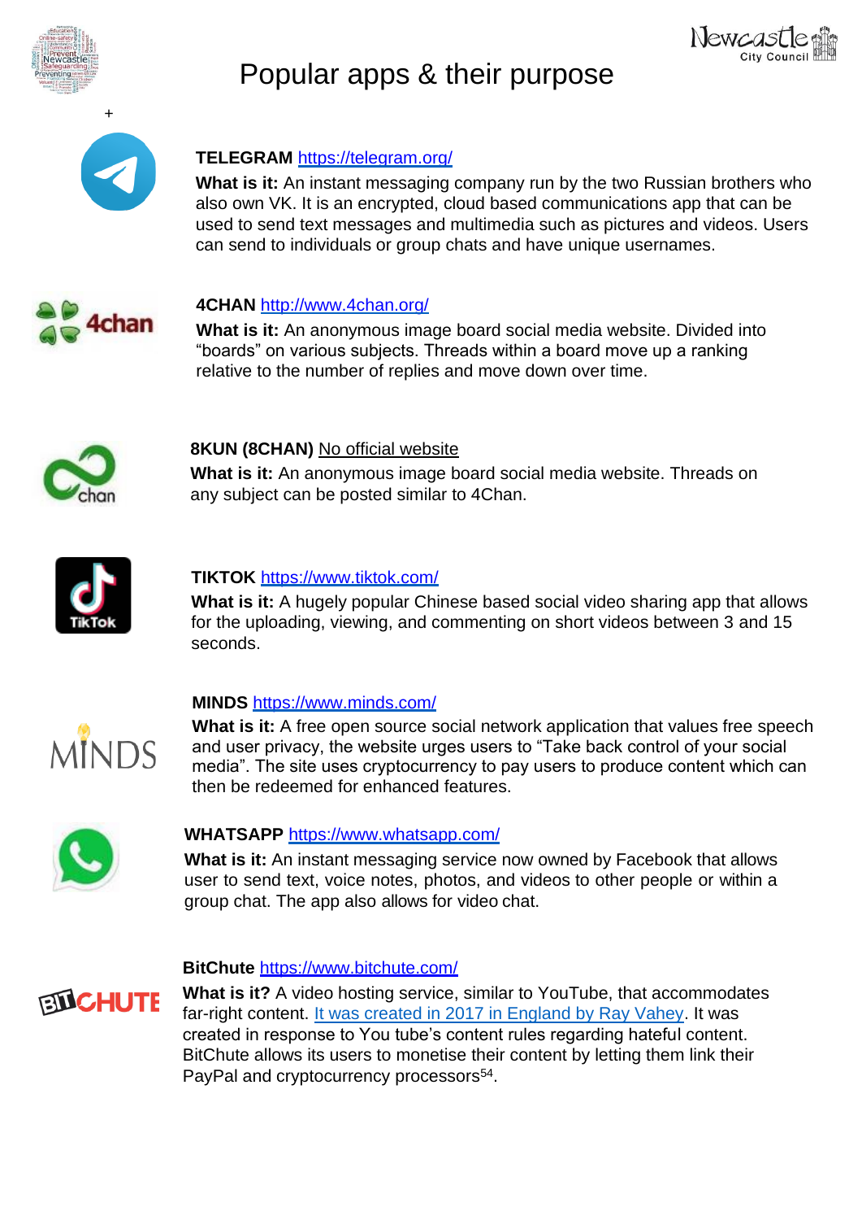# Popular apps & their purpose

+

**TELEGRAM** https://telegram.org/

**What is it:** An instant messaging company run by the two Russian brothers who also own VK. It is an encrypted, cloud based communications app that can be used to send text messages and multimedia such as pictures and videos. Users can send to individuals or group chats and have unique usernames.

**4CHAN** http://www.4chan.org/

**What is it:** An anonymous image board social media website. Divided into "boards" on various subjects. Threads within a board move up a ranking relative to the number of replies and move down over time.

**8KUN (8CHAN)** No official website

**What is it:** An anonymous image board social media website. Threads on any subject can be posted similar to 4Chan.

**TIKTOK** https://www.tiktok.com/

**What is it:** A hugely popular Chinese based social video sharing app that allows for the uploading, viewing, and commenting on short videos between 3 and 15 seconds.

**MINDS** https://www.minds.com/

**What is it:** A free open source social network application that values free speech and user privacy, the website urges users to "Take back control of your social media". The site uses cryptocurrency to pay users to produce content which can then be redeemed for enhanced features.

**WHATSAPP** https://www.whatsapp.com/

**What is it:** An instant messaging service now owned by Facebook that allows user to send text, voice notes, photos, and videos to other people or within a group chat. The app also allows for video chat.

**BitChute** https://www.bitchute.com/

**What is it?** A video hosting service, similar to YouTube, that accommodates far-right content. It was created in 2017 in England by Ray Vahey. It was created in response to You tube's content rules regarding hateful content. BitChute allows its users to monetise their content by letting them link their PayPal and cryptocurrency processors[54].